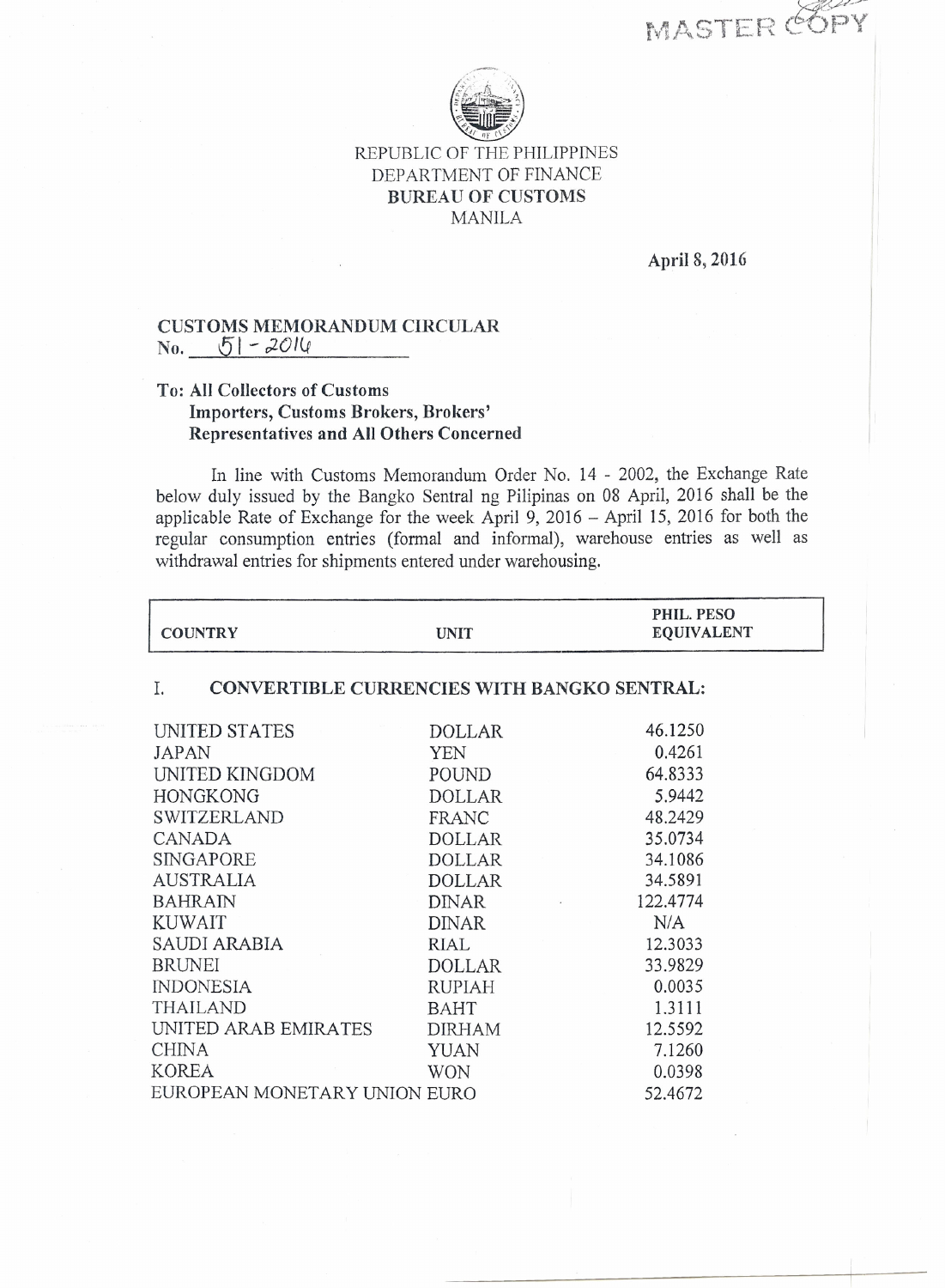MASTER COPY

REPUBLIC OF THE PHILIPPINES
DEPARTMENT OF FINANCE
**BUREAU OF CUSTOMS**
MANILA

**April 8, 2016**

**CUSTOMS MEMORANDUM CIRCULAR**
**No. 51 - 2016**

**To: All Collectors of Customs**
**Importers, Customs Brokers, Brokers' Representatives and All Others Concerned**

In line with Customs Memorandum Order No. 14 - 2002, the Exchange Rate below duly issued by the Bangko Sentral ng Pilipinas on 08 April, 2016 shall be the applicable Rate of Exchange for the week April 9, 2016 – April 15, 2016 for both the regular consumption entries (formal and informal), warehouse entries as well as withdrawal entries for shipments entered under warehousing.

| COUNTRY | UNIT | PHIL. PESO EQUIVALENT |
|---|---|---|
| **I. CONVERTIBLE CURRENCIES WITH BANGKO SENTRAL:** | | |
| UNITED STATES | DOLLAR | 46.1250 |
| JAPAN | YEN | 0.4261 |
| UNITED KINGDOM | POUND | 64.8333 |
| HONGKONG | DOLLAR | 5.9442 |
| SWITZERLAND | FRANC | 48.2429 |
| CANADA | DOLLAR | 35.0734 |
| SINGAPORE | DOLLAR | 34.1086 |
| AUSTRALIA | DOLLAR | 34.5891 |
| BAHRAIN | DINAR | 122.4774 |
| KUWAIT | DINAR | N/A |
| SAUDI ARABIA | RIAL | 12.3033 |
| BRUNEI | DOLLAR | 33.9829 |
| INDONESIA | RUPIAH | 0.0035 |
| THAILAND | BAHT | 1.3111 |
| UNITED ARAB EMIRATES | DIRHAM | 12.5592 |
| CHINA | YUAN | 7.1260 |
| KOREA | WON | 0.0398 |
| EUROPEAN MONETARY UNION | EURO | 52.4672 |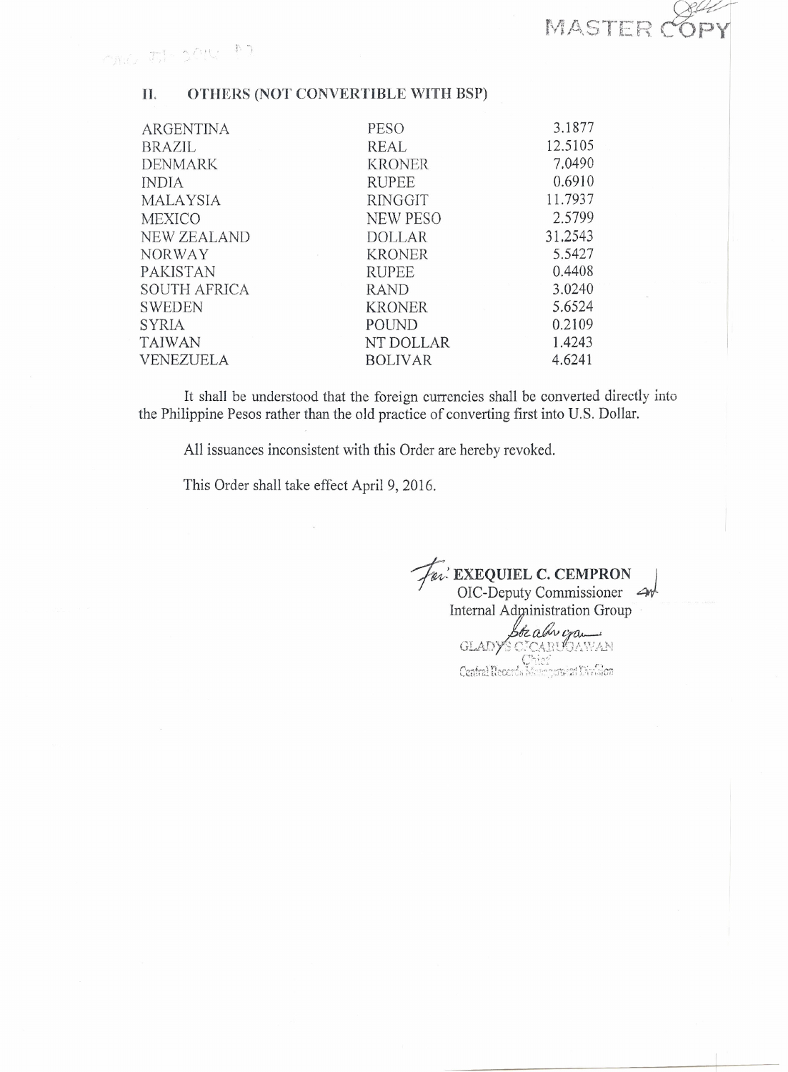## II. OTHERS (NOT CONVERTIBLE WITH BSP)

| | | |
|---|---|---|
| ARGENTINA | PESO | 3.1877 |
| BRAZIL | REAL | 12.5105 |
| DENMARK | KRONER | 7.0490 |
| INDIA | RUPEE | 0.6910 |
| MALAYSIA | RINGGIT | 11.7937 |
| MEXICO | NEW PESO | 2.5799 |
| NEW ZEALAND | DOLLAR | 31.2543 |
| NORWAY | KRONER | 5.5427 |
| PAKISTAN | RUPEE | 0.4408 |
| SOUTH AFRICA | RAND | 3.0240 |
| SWEDEN | KRONER | 5.6524 |
| SYRIA | POUND | 0.2109 |
| TAIWAN | NT DOLLAR | 1.4243 |
| VENEZUELA | BOLIVAR | 4.6241 |

It shall be understood that the foreign currencies shall be converted directly into the Philippine Pesos rather than the old practice of converting first into U.S. Dollar.

All issuances inconsistent with this Order are hereby revoked.

This Order shall take effect April 9, 2016.

For: **EXEQUIEL C. CEMPRON**
OIC-Deputy Commissioner
Internal Administration Group